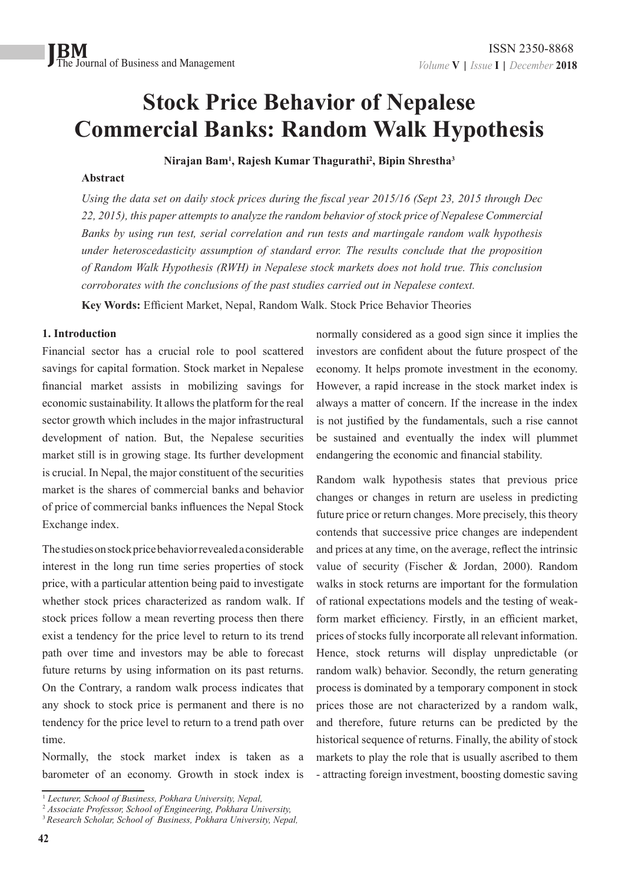# Stock Price Behavior of Nepalese Commercial Banks: Random Walk Hypothesis

**Nirajan Bam[1], Rajesh Kumar Thagurathi[2], Bipin Shrestha[3]**

### Abstract

*Using the data set on daily stock prices during the fiscal year 2015/16 (Sept 23, 2015 through Dec 22, 2015), this paper attempts to analyze the random behavior of stock price of Nepalese Commercial Banks by using run test, serial correlation and run tests and martingale random walk hypothesis under heteroscedasticity assumption of standard error. The results conclude that the proposition of Random Walk Hypothesis (RWH) in Nepalese stock markets does not hold true. This conclusion corroborates with the conclusions of the past studies carried out in Nepalese context.*

**Key Words:** Efficient Market, Nepal, Random Walk. Stock Price Behavior Theories

## 1. Introduction

Financial sector has a crucial role to pool scattered savings for capital formation. Stock market in Nepalese financial market assists in mobilizing savings for economic sustainability. It allows the platform for the real sector growth which includes in the major infrastructural development of nation. But, the Nepalese securities market still is in growing stage. Its further development is crucial. In Nepal, the major constituent of the securities market is the shares of commercial banks and behavior of price of commercial banks influences the Nepal Stock Exchange index.

The studies on stock price behavior revealed a considerable interest in the long run time series properties of stock price, with a particular attention being paid to investigate whether stock prices characterized as random walk. If stock prices follow a mean reverting process then there exist a tendency for the price level to return to its trend path over time and investors may be able to forecast future returns by using information on its past returns. On the Contrary, a random walk process indicates that any shock to stock price is permanent and there is no tendency for the price level to return to a trend path over time.

Normally, the stock market index is taken as a barometer of an economy. Growth in stock index is normally considered as a good sign since it implies the investors are confident about the future prospect of the economy. It helps promote investment in the economy. However, a rapid increase in the stock market index is always a matter of concern. If the increase in the index is not justified by the fundamentals, such a rise cannot be sustained and eventually the index will plummet endangering the economic and financial stability.

Random walk hypothesis states that previous price changes or changes in return are useless in predicting future price or return changes. More precisely, this theory contends that successive price changes are independent and prices at any time, on the average, reflect the intrinsic value of security (Fischer & Jordan, 2000). Random walks in stock returns are important for the formulation of rational expectations models and the testing of weak-form market efficiency. Firstly, in an efficient market, prices of stocks fully incorporate all relevant information. Hence, stock returns will display unpredictable (or random walk) behavior. Secondly, the return generating process is dominated by a temporary component in stock prices those are not characterized by a random walk, and therefore, future returns can be predicted by the historical sequence of returns. Finally, the ability of stock markets to play the role that is usually ascribed to them - attracting foreign investment, boosting domestic saving

---

[1] *Lecturer, School of Business, Pokhara University, Nepal,*

[2] *Associate Professor, School of Engineering, Pokhara University,*

[3] *Research Scholar, School of Business, Pokhara University, Nepal,*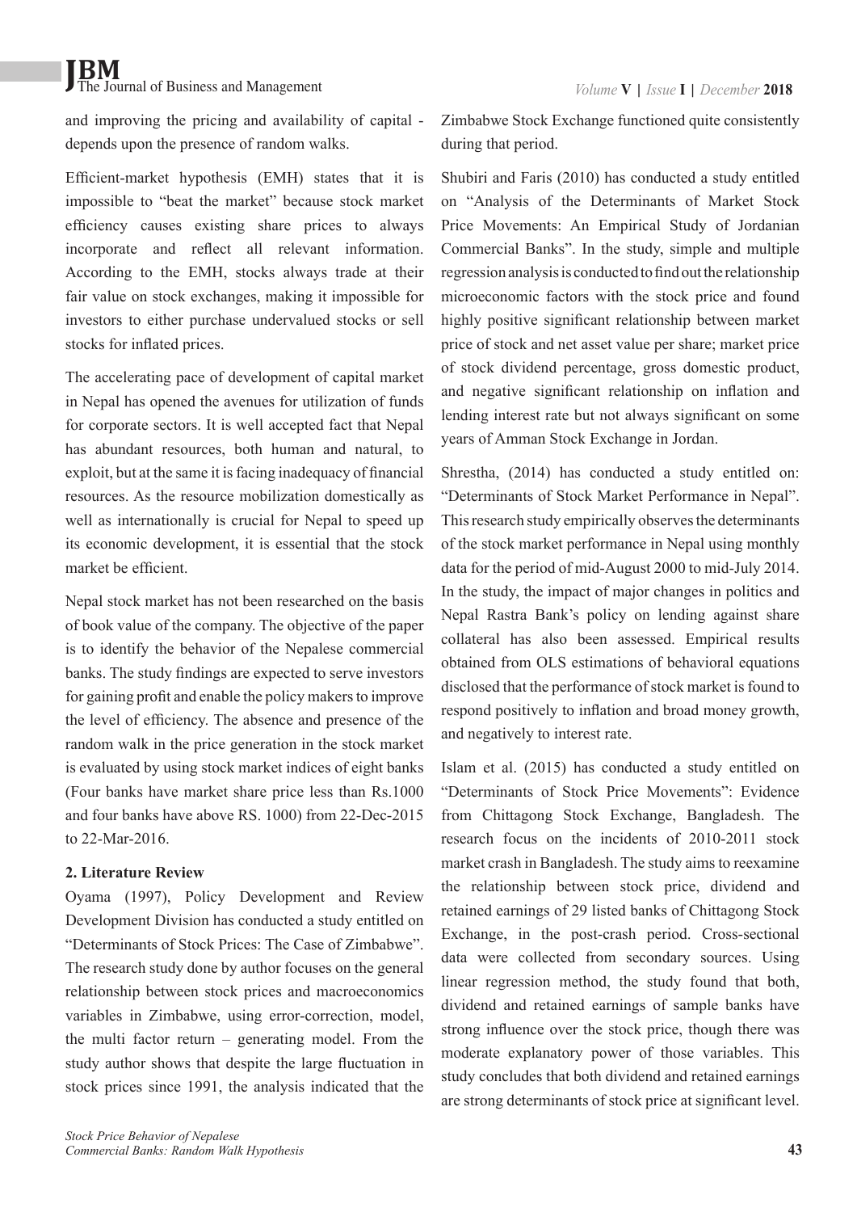and improving the pricing and availability of capital - depends upon the presence of random walks.

Efficient-market hypothesis (EMH) states that it is impossible to "beat the market" because stock market efficiency causes existing share prices to always incorporate and reflect all relevant information. According to the EMH, stocks always trade at their fair value on stock exchanges, making it impossible for investors to either purchase undervalued stocks or sell stocks for inflated prices.

The accelerating pace of development of capital market in Nepal has opened the avenues for utilization of funds for corporate sectors. It is well accepted fact that Nepal has abundant resources, both human and natural, to exploit, but at the same it is facing inadequacy of financial resources. As the resource mobilization domestically as well as internationally is crucial for Nepal to speed up its economic development, it is essential that the stock market be efficient.

Nepal stock market has not been researched on the basis of book value of the company. The objective of the paper is to identify the behavior of the Nepalese commercial banks. The study findings are expected to serve investors for gaining profit and enable the policy makers to improve the level of efficiency. The absence and presence of the random walk in the price generation in the stock market is evaluated by using stock market indices of eight banks (Four banks have market share price less than Rs.1000 and four banks have above RS. 1000) from 22-Dec-2015 to 22-Mar-2016.

## 2. Literature Review

Oyama (1997), Policy Development and Review Development Division has conducted a study entitled on "Determinants of Stock Prices: The Case of Zimbabwe". The research study done by author focuses on the general relationship between stock prices and macroeconomics variables in Zimbabwe, using error-correction, model, the multi factor return – generating model. From the study author shows that despite the large fluctuation in stock prices since 1991, the analysis indicated that the Zimbabwe Stock Exchange functioned quite consistently during that period.

Shubiri and Faris (2010) has conducted a study entitled on "Analysis of the Determinants of Market Stock Price Movements: An Empirical Study of Jordanian Commercial Banks". In the study, simple and multiple regression analysis is conducted to find out the relationship microeconomic factors with the stock price and found highly positive significant relationship between market price of stock and net asset value per share; market price of stock dividend percentage, gross domestic product, and negative significant relationship on inflation and lending interest rate but not always significant on some years of Amman Stock Exchange in Jordan.

Shrestha, (2014) has conducted a study entitled on: "Determinants of Stock Market Performance in Nepal". This research study empirically observes the determinants of the stock market performance in Nepal using monthly data for the period of mid-August 2000 to mid-July 2014. In the study, the impact of major changes in politics and Nepal Rastra Bank's policy on lending against share collateral has also been assessed. Empirical results obtained from OLS estimations of behavioral equations disclosed that the performance of stock market is found to respond positively to inflation and broad money growth, and negatively to interest rate.

Islam et al. (2015) has conducted a study entitled on "Determinants of Stock Price Movements": Evidence from Chittagong Stock Exchange, Bangladesh. The research focus on the incidents of 2010-2011 stock market crash in Bangladesh. The study aims to reexamine the relationship between stock price, dividend and retained earnings of 29 listed banks of Chittagong Stock Exchange, in the post-crash period. Cross-sectional data were collected from secondary sources. Using linear regression method, the study found that both, dividend and retained earnings of sample banks have strong influence over the stock price, though there was moderate explanatory power of those variables. This study concludes that both dividend and retained earnings are strong determinants of stock price at significant level.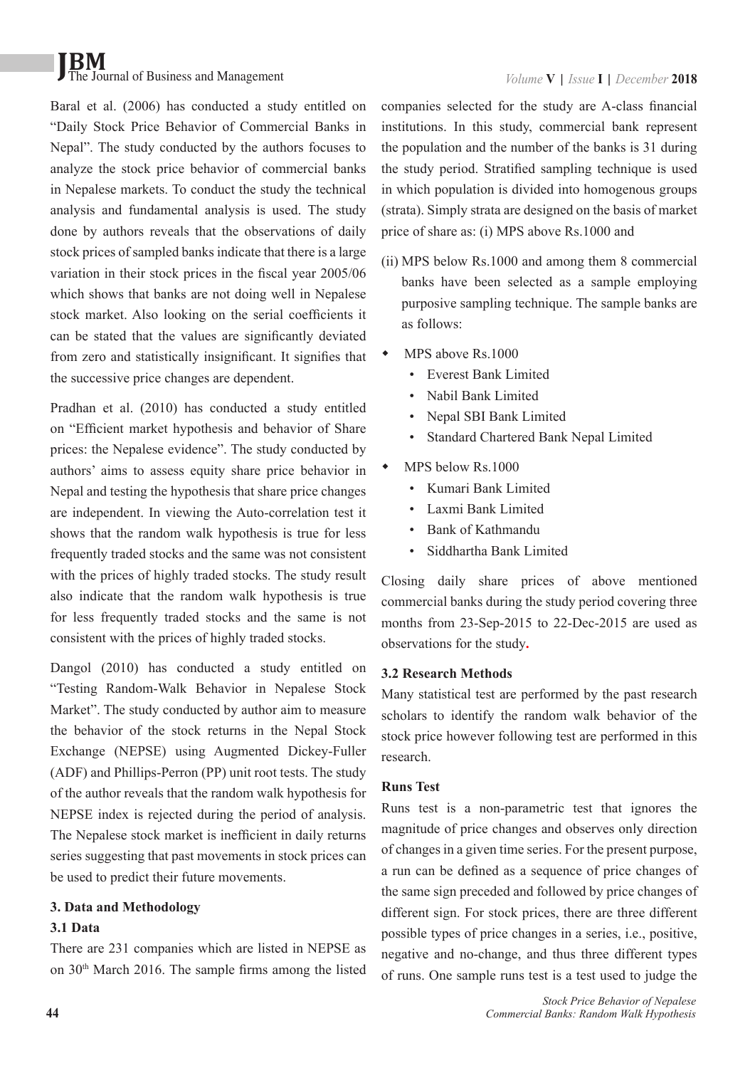Baral et al. (2006) has conducted a study entitled on "Daily Stock Price Behavior of Commercial Banks in Nepal". The study conducted by the authors focuses to analyze the stock price behavior of commercial banks in Nepalese markets. To conduct the study the technical analysis and fundamental analysis is used. The study done by authors reveals that the observations of daily stock prices of sampled banks indicate that there is a large variation in their stock prices in the fiscal year 2005/06 which shows that banks are not doing well in Nepalese stock market. Also looking on the serial coefficients it can be stated that the values are significantly deviated from zero and statistically insignificant. It signifies that the successive price changes are dependent.

Pradhan et al. (2010) has conducted a study entitled on "Efficient market hypothesis and behavior of Share prices: the Nepalese evidence". The study conducted by authors' aims to assess equity share price behavior in Nepal and testing the hypothesis that share price changes are independent. In viewing the Auto-correlation test it shows that the random walk hypothesis is true for less frequently traded stocks and the same was not consistent with the prices of highly traded stocks. The study result also indicate that the random walk hypothesis is true for less frequently traded stocks and the same is not consistent with the prices of highly traded stocks.

Dangol (2010) has conducted a study entitled on "Testing Random-Walk Behavior in Nepalese Stock Market". The study conducted by author aim to measure the behavior of the stock returns in the Nepal Stock Exchange (NEPSE) using Augmented Dickey-Fuller (ADF) and Phillips-Perron (PP) unit root tests. The study of the author reveals that the random walk hypothesis for NEPSE index is rejected during the period of analysis. The Nepalese stock market is inefficient in daily returns series suggesting that past movements in stock prices can be used to predict their future movements.

## 3. Data and Methodology

### 3.1 Data

There are 231 companies which are listed in NEPSE as on 30th March 2016. The sample firms among the listed companies selected for the study are A-class financial institutions. In this study, commercial bank represent the population and the number of the banks is 31 during the study period. Stratified sampling technique is used in which population is divided into homogenous groups (strata). Simply strata are designed on the basis of market price of share as: (i) MPS above Rs.1000 and

(ii) MPS below Rs.1000 and among them 8 commercial banks have been selected as a sample employing purposive sampling technique. The sample banks are as follows:

- MPS above Rs.1000
  - Everest Bank Limited
  - Nabil Bank Limited
  - Nepal SBI Bank Limited
  - Standard Chartered Bank Nepal Limited
- MPS below Rs.1000
  - Kumari Bank Limited
  - Laxmi Bank Limited
  - Bank of Kathmandu
  - Siddhartha Bank Limited

Closing daily share prices of above mentioned commercial banks during the study period covering three months from 23-Sep-2015 to 22-Dec-2015 are used as observations for the study.

### 3.2 Research Methods

Many statistical test are performed by the past research scholars to identify the random walk behavior of the stock price however following test are performed in this research.

#### Runs Test

Runs test is a non-parametric test that ignores the magnitude of price changes and observes only direction of changes in a given time series. For the present purpose, a run can be defined as a sequence of price changes of the same sign preceded and followed by price changes of different sign. For stock prices, there are three different possible types of price changes in a series, i.e., positive, negative and no-change, and thus three different types of runs. One sample runs test is a test used to judge the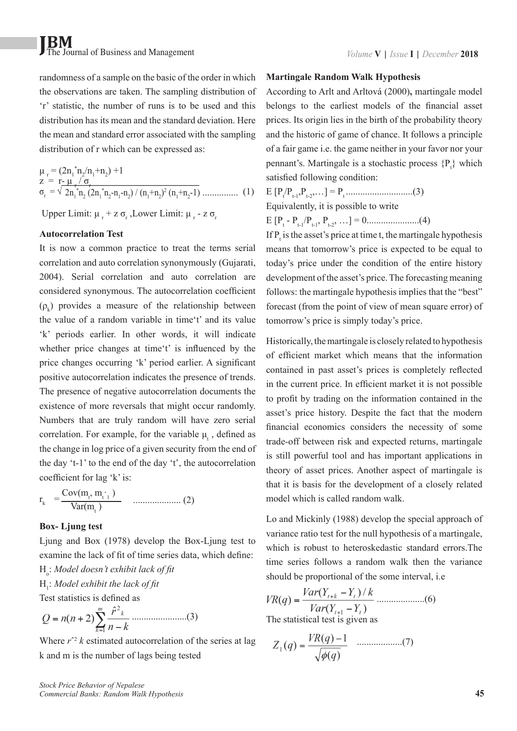randomness of a sample on the basic of the order in which the observations are taken. The sampling distribution of 'r' statistic, the number of runs is to be used and this distribution has its mean and the standard deviation. Here the mean and standard error associated with the sampling distribution of r which can be expressed as:

$$\mu_r = (2n_1{}^*n_2/n_1+n_2) + 1$$

$$z = r - \mu_r / \sigma_r$$

$$\sigma_r = \sqrt{2n_1{}^*n_2\,(2n_1{}^*n_2-n_1-n_2) / (n_1+n_2)^2\,(n_1+n_2-1)} \quad \text{.............. (1)}$$

Upper Limit: $\mu_r + z\,\sigma_r$, Lower Limit: $\mu_r - z\,\sigma_r$

**Autocorrelation Test**

It is now a common practice to treat the terms serial correlation and auto correlation synonymously (Gujarati, 2004). Serial correlation and auto correlation are considered synonymous. The autocorrelation coefficient ($\rho_k$) provides a measure of the relationship between the value of a random variable in time't' and its value 'k' periods earlier. In other words, it will indicate whether price changes at time't' is influenced by the price changes occurring 'k' period earlier. A significant positive autocorrelation indicates the presence of trends. The presence of negative autocorrelation documents the existence of more reversals that might occur randomly. Numbers that are truly random will have zero serial correlation. For example, for the variable $\mu_t$, defined as the change in log price of a given security from the end of the day 't-1' to the end of the day 't', the autocorrelation coefficient for lag 'k' is:

$$r_k = \frac{\mathrm{Cov}(m_t, m_{t-1})}{\mathrm{Var}(m_t)} \quad \text{.................... (2)}$$

**Box- Ljung test**

Ljung and Box (1978) develop the Box-Ljung test to examine the lack of fit of time series data, which define:

$H_o$: *Model doesn't exhibit lack of fit*

$H_1$: *Model exhibit the lack of fit*

Test statistics is defined as

$$Q = n(n+2)\sum_{k=1}^{m}\frac{\hat{r}^2{}_k}{n-k} \quad \text{......................(3)}$$

Where $r^{\wedge 2}\,k$ estimated autocorrelation of the series at lag k and m is the number of lags being tested

**Martingale Random Walk Hypothesis**

According to Arlt and Arltová (2000), martingale model belongs to the earliest models of the financial asset prices. Its origin lies in the birth of the probability theory and the historic of game of chance. It follows a principle of a fair game i.e. the game neither in your favor nor your pennant's. Martingale is a stochastic process $\{P_t\}$ which satisfied following condition:

$$E\,[P_t/P_{t-1}, P_{t-2}, \ldots] = P_t \quad \text{...........................(3)}$$

Equivalently, it is possible to write

$$E\,[P_t - P_{t-1}/P_{t-1}, P_{t-2}, \ldots] = 0 \quad \text{......................(4)}$$

If $P_t$ is the asset's price at time t, the martingale hypothesis means that tomorrow's price is expected to be equal to today's price under the condition of the entire history development of the asset's price. The forecasting meaning follows: the martingale hypothesis implies that the "best" forecast (from the point of view of mean square error) of tomorrow's price is simply today's price.

Historically, the martingale is closely related to hypothesis of efficient market which means that the information contained in past asset's prices is completely reflected in the current price. In efficient market it is not possible to profit by trading on the information contained in the asset's price history. Despite the fact that the modern financial economics considers the necessity of some trade-off between risk and expected returns, martingale is still powerful tool and has important applications in theory of asset prices. Another aspect of martingale is that it is basis for the development of a closely related model which is called random walk.

Lo and Mickinly (1988) develop the special approach of variance ratio test for the null hypothesis of a martingale, which is robust to heteroskedastic standard errors.The time series follows a random walk then the variance should be proportional of the some interval, i.e

$$VR(q) = \frac{Var(Y_{t+k} - Y_t)/k}{Var(Y_{t+1} - Y_t)} \quad \text{....................(6)}$$

The statistical test is given as

$$Z_1(q) = \frac{VR(q) - 1}{\sqrt{\phi(q)}} \quad \text{..................(7)}$$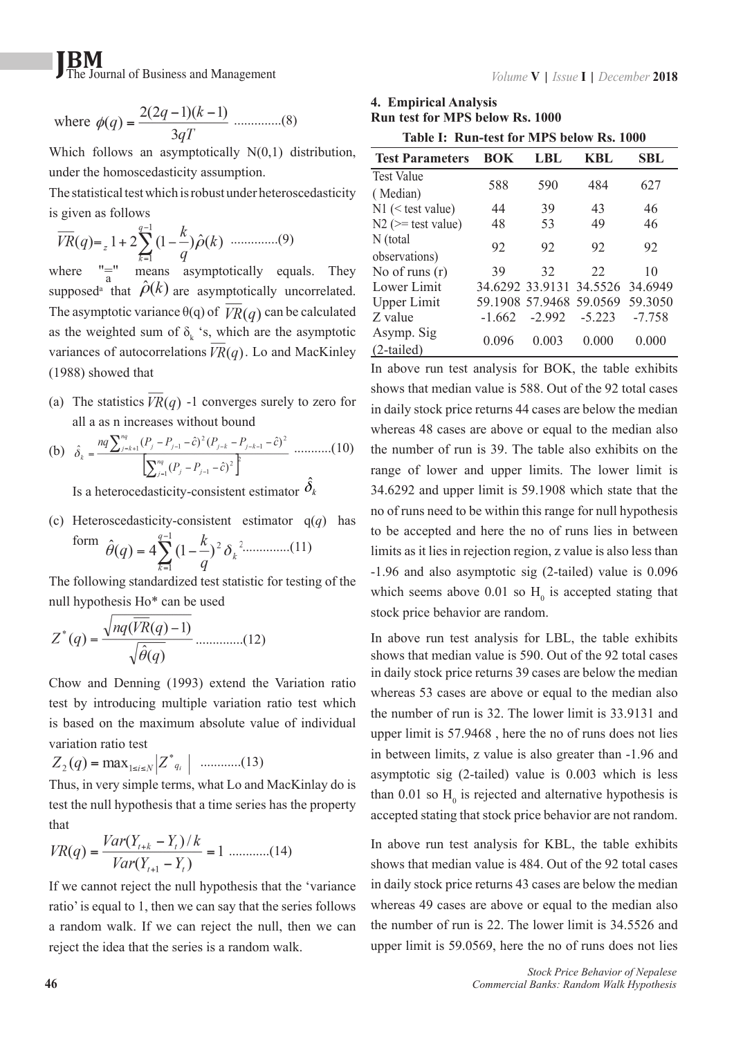$$\text{where } \phi(q) = \frac{2(2q-1)(k-1)}{3qT} \text{ .............(8)}$$

Which follows an asymptotically N(0,1) distribution, under the homoscedasticity assumption.

The statistical test which is robust under heteroscedasticity is given as follows

$$\overline{VR}(q) =_z 1 + 2\sum_{k=1}^{q-1}(1-\frac{k}{q})\hat{\rho}(k) \text{ .............(9)}$$

where "$\underset{a}{=}$" means asymptotically equals. They supposed[a] that $\hat{\rho}(k)$ are asymptotically uncorrelated. The asymptotic variance θ(q) of $\overline{VR}(q)$ can be calculated as the weighted sum of $\delta_k$ 's, which are the asymptotic variances of autocorrelations $\overline{VR}(q)$. Lo and MacKinley (1988) showed that

(a) The statistics $\overline{VR}(q)$ -1 converges surely to zero for all a as n increases without bound

(b) $$\hat{\delta}_k = \frac{nq\sum_{j=k+1}^{nq}(P_j - P_{j-1} - \hat{c})^2(P_{j-k} - P_{j-k-1} - \hat{c})^2}{\left[\sum_{j=1}^{nq}(P_j - P_{j-1} - \hat{c})^2\right]^2} \text{ ...........(10)}$$

Is a heterocedasticity-consistent estimator $\hat{\delta}_k$

(c) Heteroscedasticity-consistent estimator q(*q*) has form $\hat{\theta}(q) = 4\sum_{k=1}^{q-1}(1-\frac{k}{q})^2\delta_k^{\,2}$ .............(11)

The following standardized test statistic for testing of the null hypothesis Ho* can be used

$$Z^*(q) = \frac{\sqrt{nq(\overline{VR}(q)-1)}}{\sqrt{\hat{\theta}(q)}} \text{ .............(12)}$$

Chow and Denning (1993) extend the Variation ratio test by introducing multiple variation ratio test which is based on the maximum absolute value of individual variation ratio test

$$Z_2(q) = \max_{1\le i\le N}\left|Z^*_{q_i}\right| \text{ ............(13)}$$

Thus, in very simple terms, what Lo and MacKinlay do is test the null hypothesis that a time series has the property that

$$VR(q) = \frac{Var(Y_{t+k} - Y_t)/k}{Var(Y_{t+1} - Y_t)} = 1 \text{ ............(14)}$$

If we cannot reject the null hypothesis that the 'variance ratio' is equal to 1, then we can say that the series follows a random walk. If we can reject the null, then we can reject the idea that the series is a random walk.

## 4. Empirical Analysis

### Run test for MPS below Rs. 1000

**Table I: Run-test for MPS below Rs. 1000**

| Test Parameters | BOK | LBL | KBL | SBL |
|---|---|---|---|---|
| Test Value ( Median) | 588 | 590 | 484 | 627 |
| N1 (< test value) | 44 | 39 | 43 | 46 |
| N2 (>= test value) | 48 | 53 | 49 | 46 |
| N (total observations) | 92 | 92 | 92 | 92 |
| No of runs (r) | 39 | 32 | 22 | 10 |
| Lower Limit | 34.6292 | 33.9131 | 34.5526 | 34.6949 |
| Upper Limit | 59.1908 | 57.9468 | 59.0569 | 59.3050 |
| Z value | -1.662 | -2.992 | -5.223 | -7.758 |
| Asymp. Sig (2-tailed) | 0.096 | 0.003 | 0.000 | 0.000 |

In above run test analysis for BOK, the table exhibits shows that median value is 588. Out of the 92 total cases in daily stock price returns 44 cases are below the median whereas 48 cases are above or equal to the median also the number of run is 39. The table also exhibits on the range of lower and upper limits. The lower limit is 34.6292 and upper limit is 59.1908 which state that the no of runs need to be within this range for null hypothesis to be accepted and here the no of runs lies in between limits as it lies in rejection region, z value is also less than -1.96 and also asymptotic sig (2-tailed) value is 0.096 which seems above 0.01 so $H_0$ is accepted stating that stock price behavior are random.

In above run test analysis for LBL, the table exhibits shows that median value is 590. Out of the 92 total cases in daily stock price returns 39 cases are below the median whereas 53 cases are above or equal to the median also the number of run is 32. The lower limit is 33.9131 and upper limit is 57.9468 , here the no of runs does not lies in between limits, z value is also greater than -1.96 and asymptotic sig (2-tailed) value is 0.003 which is less than 0.01 so $H_0$ is rejected and alternative hypothesis is accepted stating that stock price behavior are not random.

In above run test analysis for KBL, the table exhibits shows that median value is 484. Out of the 92 total cases in daily stock price returns 43 cases are below the median whereas 49 cases are above or equal to the median also the number of run is 22. The lower limit is 34.5526 and upper limit is 59.0569, here the no of runs does not lies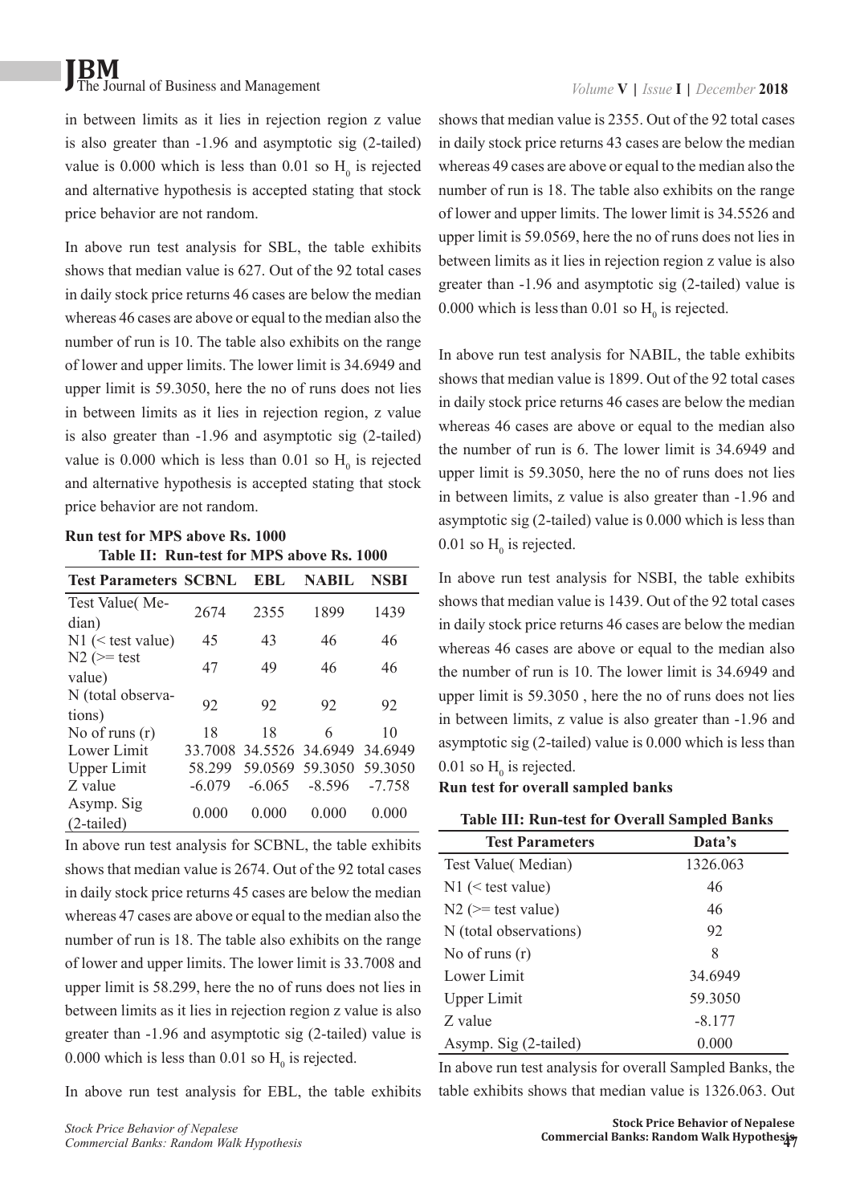in between limits as it lies in rejection region z value is also greater than -1.96 and asymptotic sig (2-tailed) value is 0.000 which is less than 0.01 so $H_0$ is rejected and alternative hypothesis is accepted stating that stock price behavior are not random.

In above run test analysis for SBL, the table exhibits shows that median value is 627. Out of the 92 total cases in daily stock price returns 46 cases are below the median whereas 46 cases are above or equal to the median also the number of run is 10. The table also exhibits on the range of lower and upper limits. The lower limit is 34.6949 and upper limit is 59.3050, here the no of runs does not lies in between limits as it lies in rejection region, z value is also greater than -1.96 and asymptotic sig (2-tailed) value is 0.000 which is less than 0.01 so $H_0$ is rejected and alternative hypothesis is accepted stating that stock price behavior are not random.

**Run test for MPS above Rs. 1000**

**Table II: Run-test for MPS above Rs. 1000**

| Test Parameters | SCBNL | EBL | NABIL | NSBI |
|---|---|---|---|---|
| Test Value( Median) | 2674 | 2355 | 1899 | 1439 |
| N1 (< test value) | 45 | 43 | 46 | 46 |
| N2 (>= test value) | 47 | 49 | 46 | 46 |
| N (total observations) | 92 | 92 | 92 | 92 |
| No of runs (r) | 18 | 18 | 6 | 10 |
| Lower Limit | 33.7008 | 34.5526 | 34.6949 | 34.6949 |
| Upper Limit | 58.299 | 59.0569 | 59.3050 | 59.3050 |
| Z value | -6.079 | -6.065 | -8.596 | -7.758 |
| Asymp. Sig (2-tailed) | 0.000 | 0.000 | 0.000 | 0.000 |

In above run test analysis for SCBNL, the table exhibits shows that median value is 2674. Out of the 92 total cases in daily stock price returns 45 cases are below the median whereas 47 cases are above or equal to the median also the number of run is 18. The table also exhibits on the range of lower and upper limits. The lower limit is 33.7008 and upper limit is 58.299, here the no of runs does not lies in between limits as it lies in rejection region z value is also greater than -1.96 and asymptotic sig (2-tailed) value is 0.000 which is less than 0.01 so $H_0$ is rejected.

In above run test analysis for EBL, the table exhibits shows that median value is 2355. Out of the 92 total cases in daily stock price returns 43 cases are below the median whereas 49 cases are above or equal to the median also the number of run is 18. The table also exhibits on the range of lower and upper limits. The lower limit is 34.5526 and upper limit is 59.0569, here the no of runs does not lies in between limits as it lies in rejection region z value is also greater than -1.96 and asymptotic sig (2-tailed) value is 0.000 which is less than 0.01 so $H_0$ is rejected.

In above run test analysis for NABIL, the table exhibits shows that median value is 1899. Out of the 92 total cases in daily stock price returns 46 cases are below the median whereas 46 cases are above or equal to the median also the number of run is 6. The lower limit is 34.6949 and upper limit is 59.3050, here the no of runs does not lies in between limits, z value is also greater than -1.96 and asymptotic sig (2-tailed) value is 0.000 which is less than 0.01 so $H_0$ is rejected.

In above run test analysis for NSBI, the table exhibits shows that median value is 1439. Out of the 92 total cases in daily stock price returns 46 cases are below the median whereas 46 cases are above or equal to the median also the number of run is 10. The lower limit is 34.6949 and upper limit is 59.3050 , here the no of runs does not lies in between limits, z value is also greater than -1.96 and asymptotic sig (2-tailed) value is 0.000 which is less than 0.01 so $H_0$ is rejected.

**Run test for overall sampled banks**

**Table III: Run-test for Overall Sampled Banks**

| Test Parameters | Data's |
|---|---|
| Test Value( Median) | 1326.063 |
| N1 (< test value) | 46 |
| N2 (>= test value) | 46 |
| N (total observations) | 92 |
| No of runs (r) | 8 |
| Lower Limit | 34.6949 |
| Upper Limit | 59.3050 |
| Z value | -8.177 |
| Asymp. Sig (2-tailed) | 0.000 |

In above run test analysis for overall Sampled Banks, the table exhibits shows that median value is 1326.063. Out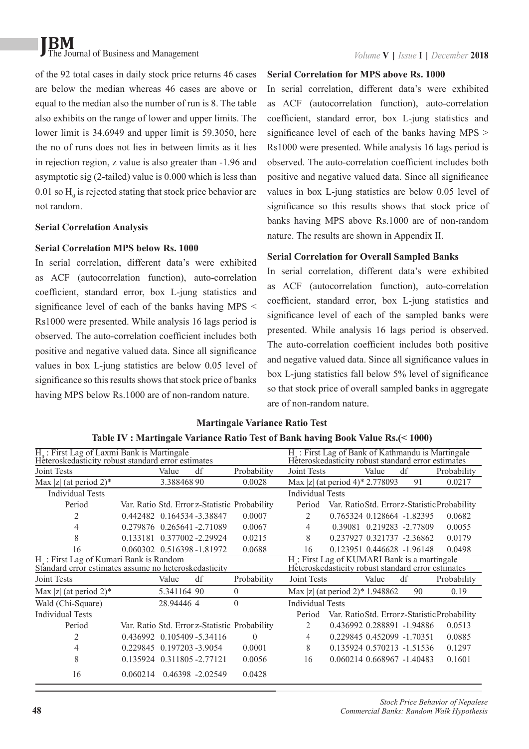of the 92 total cases in daily stock price returns 46 cases are below the median whereas 46 cases are above or equal to the median also the number of run is 8. The table also exhibits on the range of lower and upper limits. The lower limit is 34.6949 and upper limit is 59.3050, here the no of runs does not lies in between limits as it lies in rejection region, z value is also greater than -1.96 and asymptotic sig (2-tailed) value is 0.000 which is less than 0.01 so $H_0$ is rejected stating that stock price behavior are not random.

**Serial Correlation Analysis**

**Serial Correlation MPS below Rs. 1000**

In serial correlation, different data's were exhibited as ACF (autocorrelation function), auto-correlation coefficient, standard error, box L-jung statistics and significance level of each of the banks having MPS < Rs1000 were presented. While analysis 16 lags period is observed. The auto-correlation coefficient includes both positive and negative valued data. Since all significance values in box L-jung statistics are below 0.05 level of significance so this results shows that stock price of banks having MPS below Rs.1000 are of non-random nature.

**Serial Correlation for MPS above Rs. 1000**

In serial correlation, different data's were exhibited as ACF (autocorrelation function), auto-correlation coefficient, standard error, box L-jung statistics and significance level of each of the banks having MPS > Rs1000 were presented. While analysis 16 lags period is observed. The auto-correlation coefficient includes both positive and negative valued data. Since all significance values in box L-jung statistics are below 0.05 level of significance so this results shows that stock price of banks having MPS above Rs.1000 are of non-random nature. The results are shown in Appendix II.

**Serial Correlation for Overall Sampled Banks**

In serial correlation, different data's were exhibited as ACF (autocorrelation function), auto-correlation coefficient, standard error, box L-jung statistics and significance level of each of the sampled banks were presented. While analysis 16 lags period is observed. The auto-correlation coefficient includes both positive and negative valued data. Since all significance values in box L-jung statistics fall below 5% level of significance so that stock price of overall sampled banks in aggregate are of non-random nature.

**Martingale Variance Ratio Test**

**Table IV : Martingale Variance Ratio Test of Bank having Book Value Rs.(< 1000)**

| $H_0$ : First Lag of Laxmi Bank is Martingale<br>Heteroskedasticity robust standard error estimates | | | | $H_o$ : First Lag of Bank of Kathmandu is Martingale<br>Heteroskedasticity robust standard error estimates | | | |
|---|---|---|---|---|---|---|---|
| Joint Tests | Value | df | Probability | Joint Tests | Value | df | Probability |
| Max \|z\| (at period 2)* | 3.388468 | 90 | 0.0028 | Max \|z\| (at period 4)* | 2.778093 | 91 | 0.0217 |
| Individual Tests | | | | Individual Tests | | | |
| Period | Var. Ratio | Std. Error | z-Statistic | Probability | | | |
| 2 | 0.442482 | 0.164534 | -3.38847 | 0.0007 | | | |

| Period | Var. Ratio | Std. Error | z-Statistic | Probability | Period | Var. Ratio | Std. Error | z-Statistic | Probability |
|---|---|---|---|---|---|---|---|---|---|
| 2 | 0.442482 | 0.164534 | -3.38847 | 0.0007 | 2 | 0.765324 | 0.128664 | -1.82395 | 0.0682 |
| 4 | 0.279876 | 0.265641 | -2.71089 | 0.0067 | 4 | 0.39081 | 0.219283 | -2.77809 | 0.0055 |
| 8 | 0.133181 | 0.377002 | -2.29924 | 0.0215 | 8 | 0.237927 | 0.321737 | -2.36862 | 0.0179 |
| 16 | 0.060302 | 0.516398 | -1.81972 | 0.0688 | 16 | 0.123951 | 0.446628 | -1.96148 | 0.0498 |

| $H_o$ : First Lag of Kumari Bank is Random<br>Standard error estimates assume no heteroskedasticity | | | | $H_o$: First Lag of KUMARI Bank is a martingale<br>Heteroskedasticity robust standard error estimates | | | |
|---|---|---|---|---|---|---|---|
| Joint Tests | Value | df | Probability | Joint Tests | Value | df | Probability |
| Max \|z\| (at period 2)* | 5.341164 | 90 | 0 | Max \|z\| (at period 2)* | 1.948862 | 90 | 0.19 |
| Wald (Chi-Square) | 28.94446 | 4 | 0 | Individual Tests | | | |

| Period | Var. Ratio | Std. Error | z-Statistic | Probability | Period | Var. Ratio | Std. Error | z-Statistic | Probability |
|---|---|---|---|---|---|---|---|---|---|
| 2 | 0.436992 | 0.105409 | -5.34116 | 0 | 2 | 0.436992 | 0.288891 | -1.94886 | 0.0513 |
| 4 | 0.229845 | 0.197203 | -3.9054 | 0.0001 | 4 | 0.229845 | 0.452099 | -1.70351 | 0.0885 |
| 8 | 0.135924 | 0.311805 | -2.77121 | 0.0056 | 8 | 0.135924 | 0.570213 | -1.51536 | 0.1297 |
| 16 | 0.060214 | 0.46398 | -2.02549 | 0.0428 | 16 | 0.060214 | 0.668967 | -1.40483 | 0.1601 |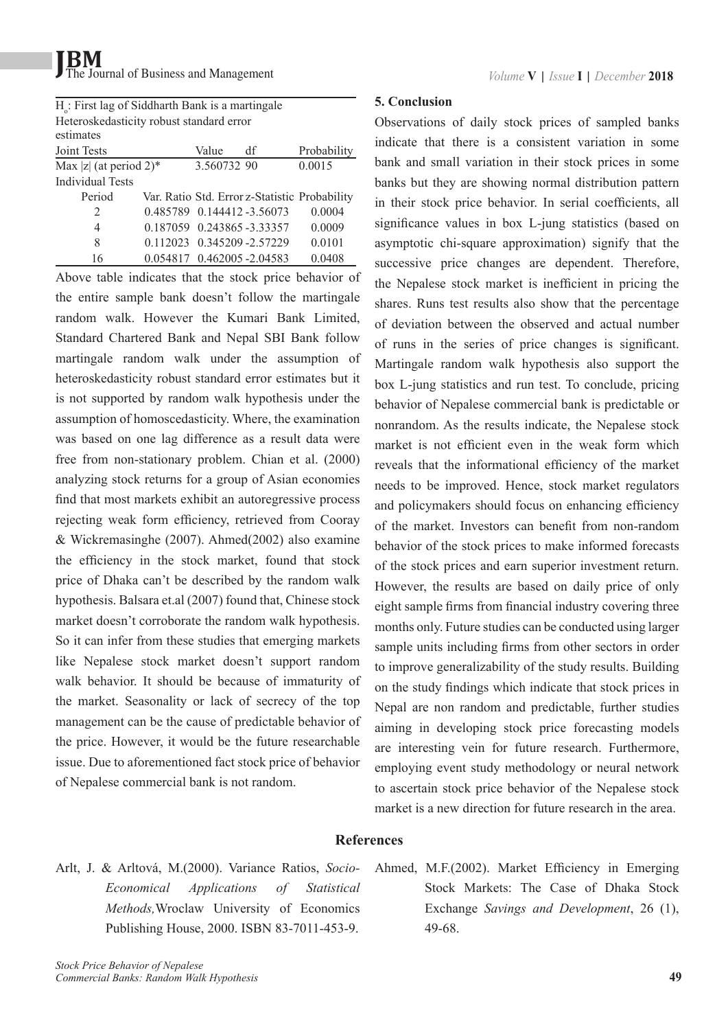$H_o$: First lag of Siddharth Bank is a martingale

Heteroskedasticity robust standard error estimates

| Joint Tests | Value | df | Probability |
|---|---|---|---|
| Max \|z\| (at period 2)* | 3.560732 | 90 | 0.0015 |

Individual Tests

| Period | Var. Ratio | Std. Error | z-Statistic | Probability |
|---|---|---|---|---|
| 2 | 0.485789 | 0.144412 | -3.56073 | 0.0004 |
| 4 | 0.187059 | 0.243865 | -3.33357 | 0.0009 |
| 8 | 0.112023 | 0.345209 | -2.57229 | 0.0101 |
| 16 | 0.054817 | 0.462005 | -2.04583 | 0.0408 |

Above table indicates that the stock price behavior of the entire sample bank doesn't follow the martingale random walk. However the Kumari Bank Limited, Standard Chartered Bank and Nepal SBI Bank follow martingale random walk under the assumption of heteroskedasticity robust standard error estimates but it is not supported by random walk hypothesis under the assumption of homoscedasticity. Where, the examination was based on one lag difference as a result data were free from non-stationary problem. Chian et al. (2000) analyzing stock returns for a group of Asian economies find that most markets exhibit an autoregressive process rejecting weak form efficiency, retrieved from Cooray & Wickremasinghe (2007). Ahmed(2002) also examine the efficiency in the stock market, found that stock price of Dhaka can't be described by the random walk hypothesis. Balsara et.al (2007) found that, Chinese stock market doesn't corroborate the random walk hypothesis. So it can infer from these studies that emerging markets like Nepalese stock market doesn't support random walk behavior. It should be because of immaturity of the market. Seasonality or lack of secrecy of the top management can be the cause of predictable behavior of the price. However, it would be the future researchable issue. Due to aforementioned fact stock price of behavior of Nepalese commercial bank is not random.

## 5. Conclusion

Observations of daily stock prices of sampled banks indicate that there is a consistent variation in some bank and small variation in their stock prices in some banks but they are showing normal distribution pattern in their stock price behavior. In serial coefficients, all significance values in box L-jung statistics (based on asymptotic chi-square approximation) signify that the successive price changes are dependent. Therefore, the Nepalese stock market is inefficient in pricing the shares. Runs test results also show that the percentage of deviation between the observed and actual number of runs in the series of price changes is significant. Martingale random walk hypothesis also support the box L-jung statistics and run test. To conclude, pricing behavior of Nepalese commercial bank is predictable or nonrandom. As the results indicate, the Nepalese stock market is not efficient even in the weak form which reveals that the informational efficiency of the market needs to be improved. Hence, stock market regulators and policymakers should focus on enhancing efficiency of the market. Investors can benefit from non-random behavior of the stock prices to make informed forecasts of the stock prices and earn superior investment return. However, the results are based on daily price of only eight sample firms from financial industry covering three months only. Future studies can be conducted using larger sample units including firms from other sectors in order to improve generalizability of the study results. Building on the study findings which indicate that stock prices in Nepal are non random and predictable, further studies aiming in developing stock price forecasting models are interesting vein for future research. Furthermore, employing event study methodology or neural network to ascertain stock price behavior of the Nepalese stock market is a new direction for future research in the area.

## References

Arlt, J. & Arltová, M.(2000). Variance Ratios, *Socio-Economical Applications of Statistical Methods,*Wroclaw University of Economics Publishing House, 2000. ISBN 83-7011-453-9.

Ahmed, M.F.(2002). Market Efficiency in Emerging Stock Markets: The Case of Dhaka Stock Exchange *Savings and Development*, 26 (1), 49-68.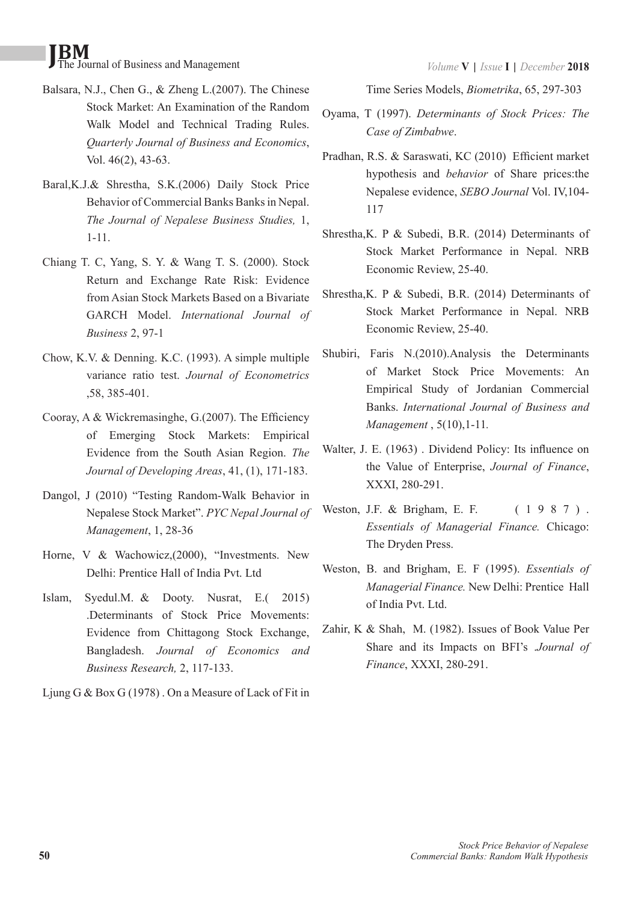Balsara, N.J., Chen G., & Zheng L.(2007). The Chinese Stock Market: An Examination of the Random Walk Model and Technical Trading Rules. *Quarterly Journal of Business and Economics*, Vol. 46(2), 43-63.

Baral,K.J.& Shrestha, S.K.(2006) Daily Stock Price Behavior of Commercial Banks Banks in Nepal. *The Journal of Nepalese Business Studies,* 1, 1-11.

Chiang T. C, Yang, S. Y. & Wang T. S. (2000). Stock Return and Exchange Rate Risk: Evidence from Asian Stock Markets Based on a Bivariate GARCH Model. *International Journal of Business* 2, 97-1

Chow, K.V. & Denning. K.C. (1993). A simple multiple variance ratio test. *Journal of Econometrics* ,58, 385-401.

Cooray, A & Wickremasinghe, G.(2007). The Efficiency of Emerging Stock Markets: Empirical Evidence from the South Asian Region. *The Journal of Developing Areas*, 41, (1), 171-183.

Dangol, J (2010) "Testing Random-Walk Behavior in Nepalese Stock Market". *PYC Nepal Journal of Management*, 1, 28-36

Horne, V & Wachowicz,(2000), "Investments. New Delhi: Prentice Hall of India Pvt. Ltd

Islam, Syedul.M. & Dooty. Nusrat, E.( 2015) .Determinants of Stock Price Movements: Evidence from Chittagong Stock Exchange, Bangladesh. *Journal of Economics and Business Research,* 2, 117-133.

Ljung G & Box G (1978) . On a Measure of Lack of Fit in Time Series Models, *Biometrika*, 65, 297-303

Oyama, T (1997). *Determinants of Stock Prices: The Case of Zimbabwe*.

Pradhan, R.S. & Saraswati, KC (2010) Efficient market hypothesis and *behavior* of Share prices:the Nepalese evidence, *SEBO Journal* Vol. IV,104-117

Shrestha,K. P & Subedi, B.R. (2014) Determinants of Stock Market Performance in Nepal. NRB Economic Review, 25-40.

Shrestha,K. P & Subedi, B.R. (2014) Determinants of Stock Market Performance in Nepal. NRB Economic Review, 25-40.

Shubiri, Faris N.(2010).Analysis the Determinants of Market Stock Price Movements: An Empirical Study of Jordanian Commercial Banks. *International Journal of Business and Management* , 5(10),1-11.

Walter, J. E. (1963) . Dividend Policy: Its influence on the Value of Enterprise, *Journal of Finance*, XXXI, 280-291.

Weston, J.F. & Brigham, E. F. (1987). *Essentials of Managerial Finance.* Chicago: The Dryden Press.

Weston, B. and Brigham, E. F (1995). *Essentials of Managerial Finance.* New Delhi: Prentice Hall of India Pvt. Ltd.

Zahir, K & Shah, M. (1982). Issues of Book Value Per Share and its Impacts on BFI's .*Journal of Finance*, XXXI, 280-291.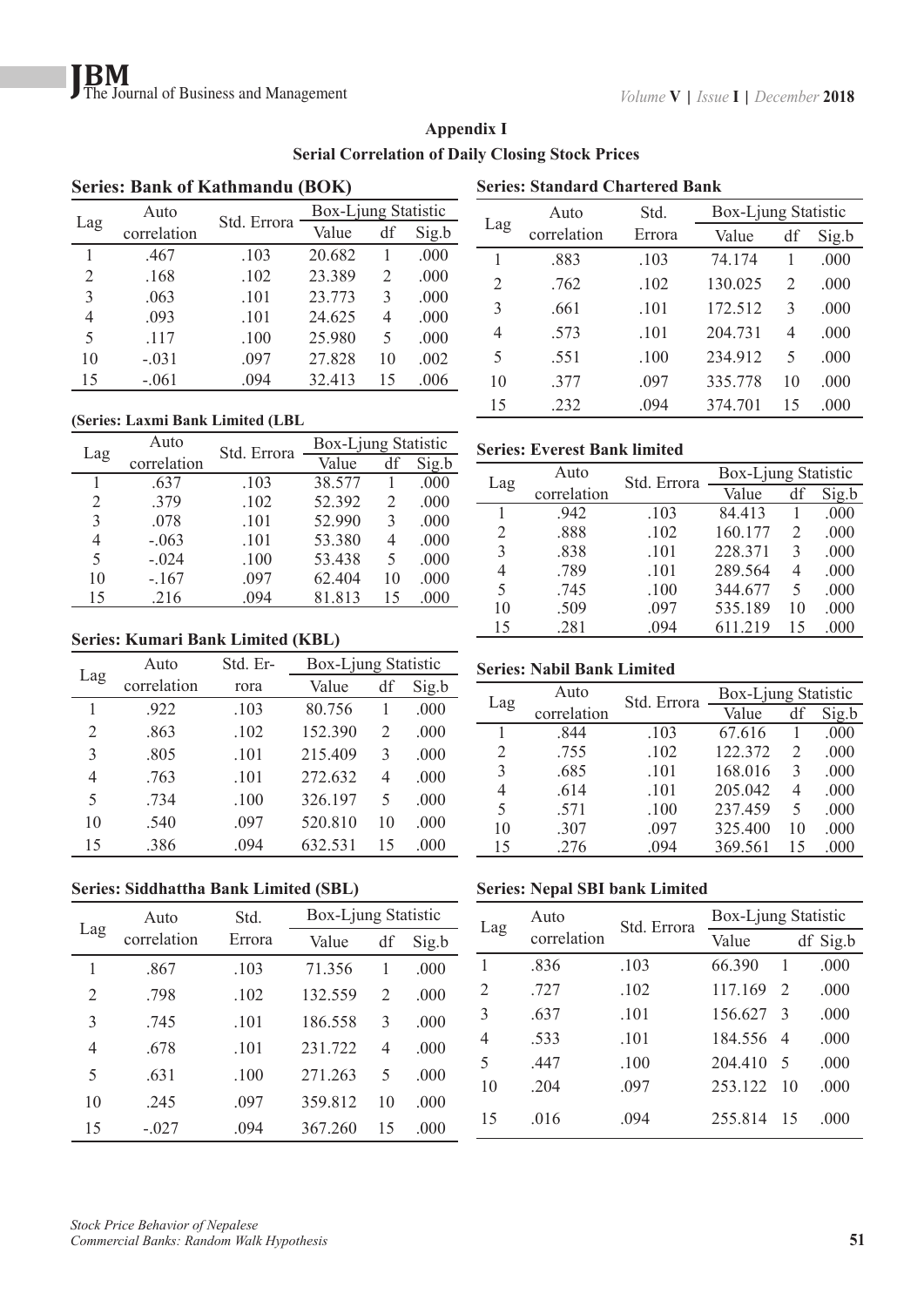## Appendix I

### Serial Correlation of Daily Closing Stock Prices

**Series: Bank of Kathmandu (BOK)**

| Lag | Auto correlation | Std. Errora | Box-Ljung Statistic | | |
|---|---|---|---|---|---|
| | | | Value | df | Sig.b |
| 1 | .467 | .103 | 20.682 | 1 | .000 |
| 2 | .168 | .102 | 23.389 | 2 | .000 |
| 3 | .063 | .101 | 23.773 | 3 | .000 |
| 4 | .093 | .101 | 24.625 | 4 | .000 |
| 5 | .117 | .100 | 25.980 | 5 | .000 |
| 10 | -.031 | .097 | 27.828 | 10 | .002 |
| 15 | -.061 | .094 | 32.413 | 15 | .006 |

**(Series: Laxmi Bank Limited (LBL**

| Lag | Auto correlation | Std. Errora | Box-Ljung Statistic | | |
|---|---|---|---|---|---|
| | | | Value | df | Sig.b |
| 1 | .637 | .103 | 38.577 | 1 | .000 |
| 2 | .379 | .102 | 52.392 | 2 | .000 |
| 3 | .078 | .101 | 52.990 | 3 | .000 |
| 4 | -.063 | .101 | 53.380 | 4 | .000 |
| 5 | -.024 | .100 | 53.438 | 5 | .000 |
| 10 | -.167 | .097 | 62.404 | 10 | .000 |
| 15 | .216 | .094 | 81.813 | 15 | .000 |

**Series: Kumari Bank Limited (KBL)**

| Lag | Auto correlation | Std. Errora | Box-Ljung Statistic | | |
|---|---|---|---|---|---|
| | | | Value | df | Sig.b |
| 1 | .922 | .103 | 80.756 | 1 | .000 |
| 2 | .863 | .102 | 152.390 | 2 | .000 |
| 3 | .805 | .101 | 215.409 | 3 | .000 |
| 4 | .763 | .101 | 272.632 | 4 | .000 |
| 5 | .734 | .100 | 326.197 | 5 | .000 |
| 10 | .540 | .097 | 520.810 | 10 | .000 |
| 15 | .386 | .094 | 632.531 | 15 | .000 |

**Series: Siddhattha Bank Limited (SBL)**

| Lag | Auto correlation | Std. Errora | Box-Ljung Statistic | | |
|---|---|---|---|---|---|
| | | | Value | df | Sig.b |
| 1 | .867 | .103 | 71.356 | 1 | .000 |
| 2 | .798 | .102 | 132.559 | 2 | .000 |
| 3 | .745 | .101 | 186.558 | 3 | .000 |
| 4 | .678 | .101 | 231.722 | 4 | .000 |
| 5 | .631 | .100 | 271.263 | 5 | .000 |
| 10 | .245 | .097 | 359.812 | 10 | .000 |
| 15 | -.027 | .094 | 367.260 | 15 | .000 |

**Series: Standard Chartered Bank**

| Lag | Auto correlation | Std. Errora | Box-Ljung Statistic | | |
|---|---|---|---|---|---|
| | | | Value | df | Sig.b |
| 1 | .883 | .103 | 74.174 | 1 | .000 |
| 2 | .762 | .102 | 130.025 | 2 | .000 |
| 3 | .661 | .101 | 172.512 | 3 | .000 |
| 4 | .573 | .101 | 204.731 | 4 | .000 |
| 5 | .551 | .100 | 234.912 | 5 | .000 |
| 10 | .377 | .097 | 335.778 | 10 | .000 |
| 15 | .232 | .094 | 374.701 | 15 | .000 |

**Series: Everest Bank limited**

| Lag | Auto correlation | Std. Errora | Box-Ljung Statistic | | |
|---|---|---|---|---|---|
| | | | Value | df | Sig.b |
| 1 | .942 | .103 | 84.413 | 1 | .000 |
| 2 | .888 | .102 | 160.177 | 2 | .000 |
| 3 | .838 | .101 | 228.371 | 3 | .000 |
| 4 | .789 | .101 | 289.564 | 4 | .000 |
| 5 | .745 | .100 | 344.677 | 5 | .000 |
| 10 | .509 | .097 | 535.189 | 10 | .000 |
| 15 | .281 | .094 | 611.219 | 15 | .000 |

**Series: Nabil Bank Limited**

| Lag | Auto correlation | Std. Errora | Box-Ljung Statistic | | |
|---|---|---|---|---|---|
| | | | Value | df | Sig.b |
| 1 | .844 | .103 | 67.616 | 1 | .000 |
| 2 | .755 | .102 | 122.372 | 2 | .000 |
| 3 | .685 | .101 | 168.016 | 3 | .000 |
| 4 | .614 | .101 | 205.042 | 4 | .000 |
| 5 | .571 | .100 | 237.459 | 5 | .000 |
| 10 | .307 | .097 | 325.400 | 10 | .000 |
| 15 | .276 | .094 | 369.561 | 15 | .000 |

**Series: Nepal SBI bank Limited**

| Lag | Auto correlation | Std. Errora | Box-Ljung Statistic | | |
|---|---|---|---|---|---|
| | | | Value | df | Sig.b |
| 1 | .836 | .103 | 66.390 | 1 | .000 |
| 2 | .727 | .102 | 117.169 | 2 | .000 |
| 3 | .637 | .101 | 156.627 | 3 | .000 |
| 4 | .533 | .101 | 184.556 | 4 | .000 |
| 5 | .447 | .100 | 204.410 | 5 | .000 |
| 10 | .204 | .097 | 253.122 | 10 | .000 |
| 15 | .016 | .094 | 255.814 | 15 | .000 |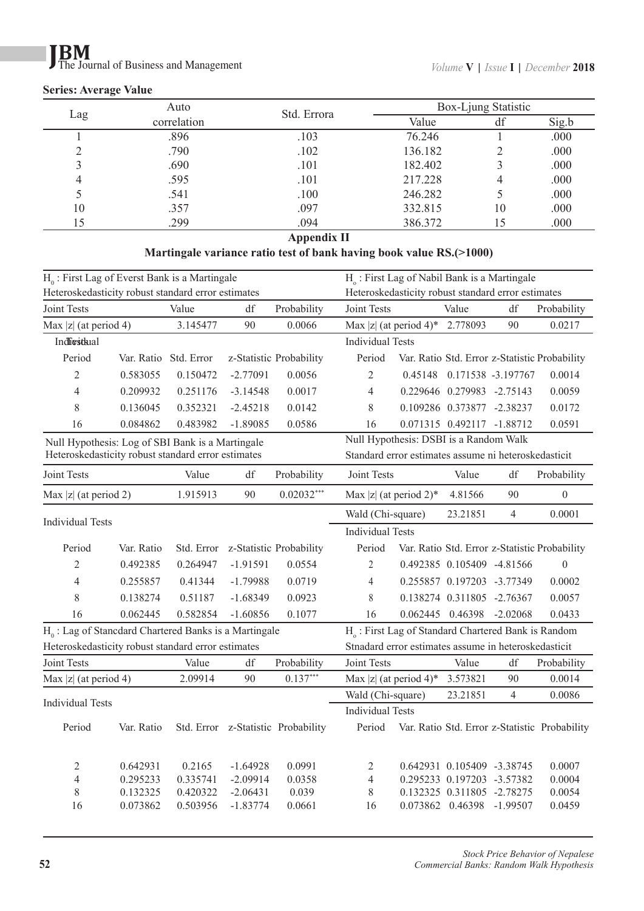**Series: Average Value**

| Lag | Auto correlation | Std. Errora | Box-Ljung Statistic | | |
|---|---|---|---|---|---|
| | | | Value | df | Sig.b |
| 1 | .896 | .103 | 76.246 | 1 | .000 |
| 2 | .790 | .102 | 136.182 | 2 | .000 |
| 3 | .690 | .101 | 182.402 | 3 | .000 |
| 4 | .595 | .101 | 217.228 | 4 | .000 |
| 5 | .541 | .100 | 246.282 | 5 | .000 |
| 10 | .357 | .097 | 332.815 | 10 | .000 |
| 15 | .299 | .094 | 386.372 | 15 | .000 |

## Appendix II

### Martingale variance ratio test of bank having book value RS.(>1000)

$H_0$ : First Lag of Everst Bank is a Martingale
Heteroskedasticity robust standard error estimates

| Joint Tests | | Value | df | Probability |
|---|---|---|---|---|
| Max \|z\| (at period 4) | | 3.145477 | 90 | 0.0066 |
| Individual Tests | | | | |
| Period | Var. Ratio | Std. Error | z-Statistic | Probability |
| 2 | 0.583055 | 0.150472 | -2.77091 | 0.0056 |
| 4 | 0.209932 | 0.251176 | -3.14548 | 0.0017 |
| 8 | 0.136045 | 0.352321 | -2.45218 | 0.0142 |
| 16 | 0.084862 | 0.483982 | -1.89085 | 0.0586 |

$H_o$ : First Lag of Nabil Bank is a Martingale
Heteroskedasticity robust standard error estimates

| Joint Tests | | Value | df | Probability |
|---|---|---|---|---|
| Max \|z\| (at period 4)* | | 2.778093 | 90 | 0.0217 |
| Individual Tests | | | | |
| Period | Var. Ratio | Std. Error | z-Statistic | Probability |
| 2 | 0.45148 | 0.171538 | -3.197767 | 0.0014 |
| 4 | 0.229646 | 0.279983 | -2.75143 | 0.0059 |
| 8 | 0.109286 | 0.373877 | -2.38237 | 0.0172 |
| 16 | 0.071315 | 0.492117 | -1.88712 | 0.0591 |

Null Hypothesis: Log of SBI Bank is a Martingale
Heteroskedasticity robust standard error estimates

| Joint Tests | | Value | df | Probability |
|---|---|---|---|---|
| Max \|z\| (at period 2) | | 1.915913 | 90 | 0.02032*** |
| Individual Tests | | | | |
| Period | Var. Ratio | Std. Error | z-Statistic | Probability |
| 2 | 0.492385 | 0.264947 | -1.91591 | 0.0554 |
| 4 | 0.255857 | 0.41344 | -1.79988 | 0.0719 |
| 8 | 0.138274 | 0.51187 | -1.68349 | 0.0923 |
| 16 | 0.062445 | 0.582854 | -1.60856 | 0.1077 |

Null Hypothesis: DSBI is a Random Walk
Standard error estimates assume ni heteroskedasticit

| Joint Tests | | Value | df | Probability |
|---|---|---|---|---|
| Max \|z\| (at period 2)* | | 4.81566 | 90 | 0 |
| Wald (Chi-square) | | 23.21851 | 4 | 0.0001 |
| Individual Tests | | | | |
| Period | Var. Ratio | Std. Error | z-Statistic | Probability |
| 2 | 0.492385 | 0.105409 | -4.81566 | 0 |
| 4 | 0.255857 | 0.197203 | -3.77349 | 0.0002 |
| 8 | 0.138274 | 0.311805 | -2.76367 | 0.0057 |
| 16 | 0.062445 | 0.46398 | -2.02068 | 0.0433 |

$H_0$ : Lag of Stancdard Chartered Banks is a Martingale
Heteroskedasticity robust standard error estimates

| Joint Tests | | Value | df | Probability |
|---|---|---|---|---|
| Max \|z\| (at period 4) | | 2.09914 | 90 | 0.137*** |
| Individual Tests | | | | |
| Period | Var. Ratio | Std. Error | z-Statistic | Probability |
| 2 | 0.642931 | 0.2165 | -1.64928 | 0.0991 |
| 4 | 0.295233 | 0.335741 | -2.09914 | 0.0358 |
| 8 | 0.132325 | 0.420322 | -2.06431 | 0.039 |
| 16 | 0.073862 | 0.503956 | -1.83774 | 0.0661 |

$H_o$ : First Lag of Standard Chartered Bank is Random
Stnadard error estimates assume in heteroskedasticit

| Joint Tests | | Value | df | Probability |
|---|---|---|---|---|
| Max \|z\| (at period 4)* | | 3.573821 | 90 | 0.0014 |
| Wald (Chi-square) | | 23.21851 | 4 | 0.0086 |
| Individual Tests | | | | |
| Period | Var. Ratio | Std. Error | z-Statistic | Probability |
| 2 | 0.642931 | 0.105409 | -3.38745 | 0.0007 |
| 4 | 0.295233 | 0.197203 | -3.57382 | 0.0004 |
| 8 | 0.132325 | 0.311805 | -2.78275 | 0.0054 |
| 16 | 0.073862 | 0.46398 | -1.99507 | 0.0459 |